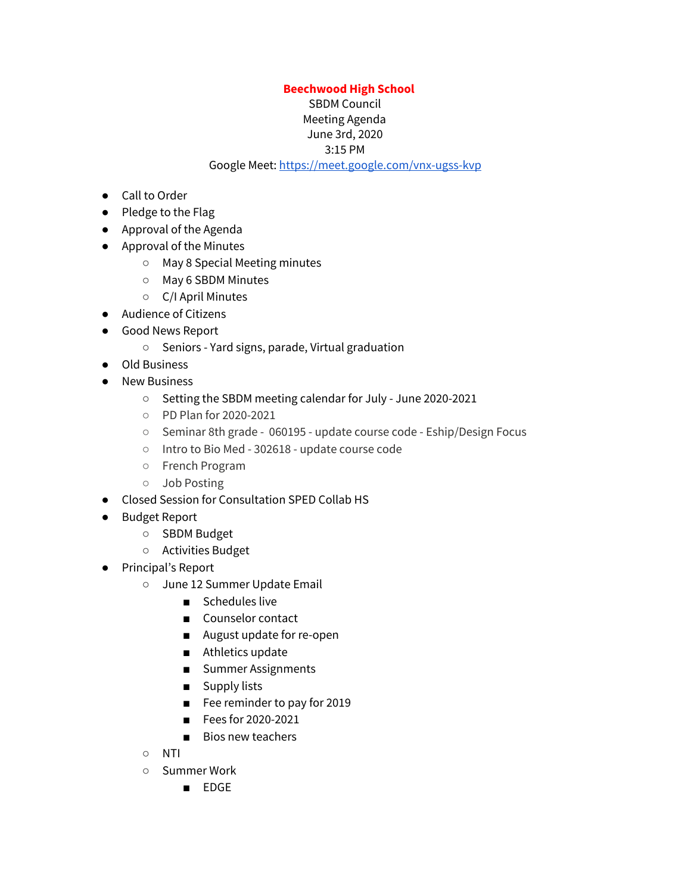**Beechwood High School**

SBDM Council

Meeting Agenda

June 3rd, 2020

3:15 PM

Google Meet: [https://meet.google.com/vnx-ugss-kvp](https://meet.google.com/vnx-ugss-kvp)

- Call to Order
- Pledge to the Flag
- Approval of the Agenda
- Approval of the Minutes
  - May 8 Special Meeting minutes
  - May 6 SBDM Minutes
  - C/I April Minutes
- Audience of Citizens
- Good News Report
  - Seniors - Yard signs, parade, Virtual graduation
- Old Business
- New Business
  - Setting the SBDM meeting calendar for July - June 2020-2021
  - PD Plan for 2020-2021
  - Seminar 8th grade - 060195 - update course code - Eship/Design Focus
  - Intro to Bio Med - 302618 - update course code
  - French Program
  - Job Posting
- Closed Session for Consultation SPED Collab HS
- Budget Report
  - SBDM Budget
  - Activities Budget
- Principal's Report
  - June 12 Summer Update Email
    - Schedules live
    - Counselor contact
    - August update for re-open
    - Athletics update
    - Summer Assignments
    - Supply lists
    - Fee reminder to pay for 2019
    - Fees for 2020-2021
    - Bios new teachers
  - NTI
  - Summer Work
    - EDGE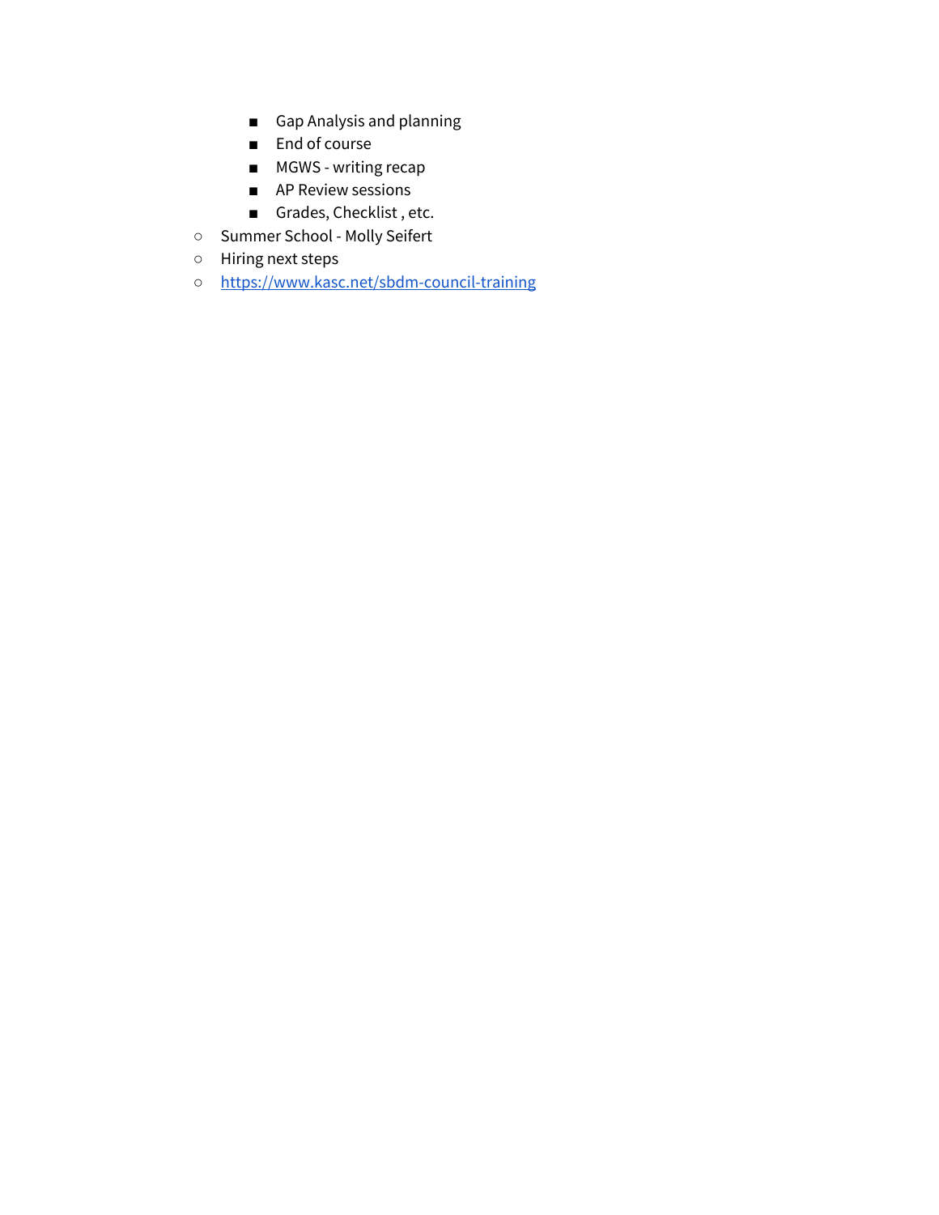- Gap Analysis and planning
        - End of course
        - MGWS - writing recap
        - AP Review sessions
        - Grades, Checklist , etc.
    - Summer School - Molly Seifert
    - Hiring next steps
    - [https://www.kasc.net/sbdm-council-training](https://www.kasc.net/sbdm-council-training)